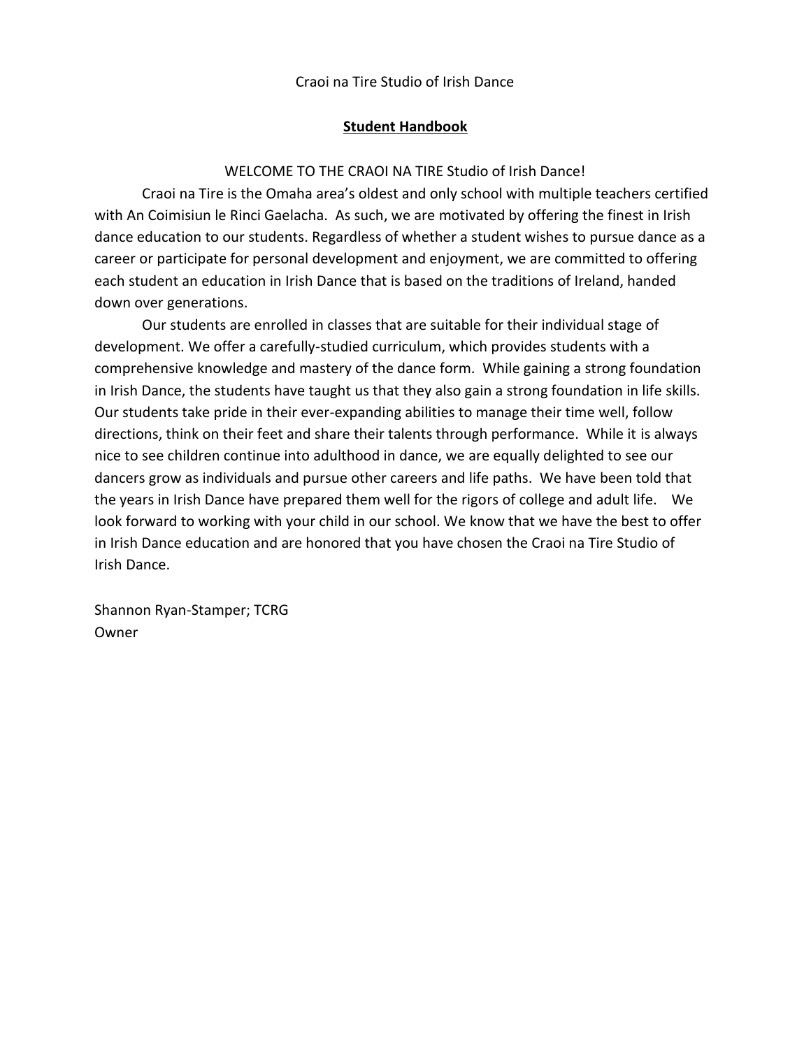Craoi na Tire Studio of Irish Dance

## Student Handbook

WELCOME TO THE CRAOI NA TIRE Studio of Irish Dance!

Craoi na Tire is the Omaha area's oldest and only school with multiple teachers certified with An Coimisiun le Rinci Gaelacha. As such, we are motivated by offering the finest in Irish dance education to our students. Regardless of whether a student wishes to pursue dance as a career or participate for personal development and enjoyment, we are committed to offering each student an education in Irish Dance that is based on the traditions of Ireland, handed down over generations.

Our students are enrolled in classes that are suitable for their individual stage of development. We offer a carefully-studied curriculum, which provides students with a comprehensive knowledge and mastery of the dance form. While gaining a strong foundation in Irish Dance, the students have taught us that they also gain a strong foundation in life skills. Our students take pride in their ever-expanding abilities to manage their time well, follow directions, think on their feet and share their talents through performance. While it is always nice to see children continue into adulthood in dance, we are equally delighted to see our dancers grow as individuals and pursue other careers and life paths. We have been told that the years in Irish Dance have prepared them well for the rigors of college and adult life. We look forward to working with your child in our school. We know that we have the best to offer in Irish Dance education and are honored that you have chosen the Craoi na Tire Studio of Irish Dance.

Shannon Ryan-Stamper; TCRG
Owner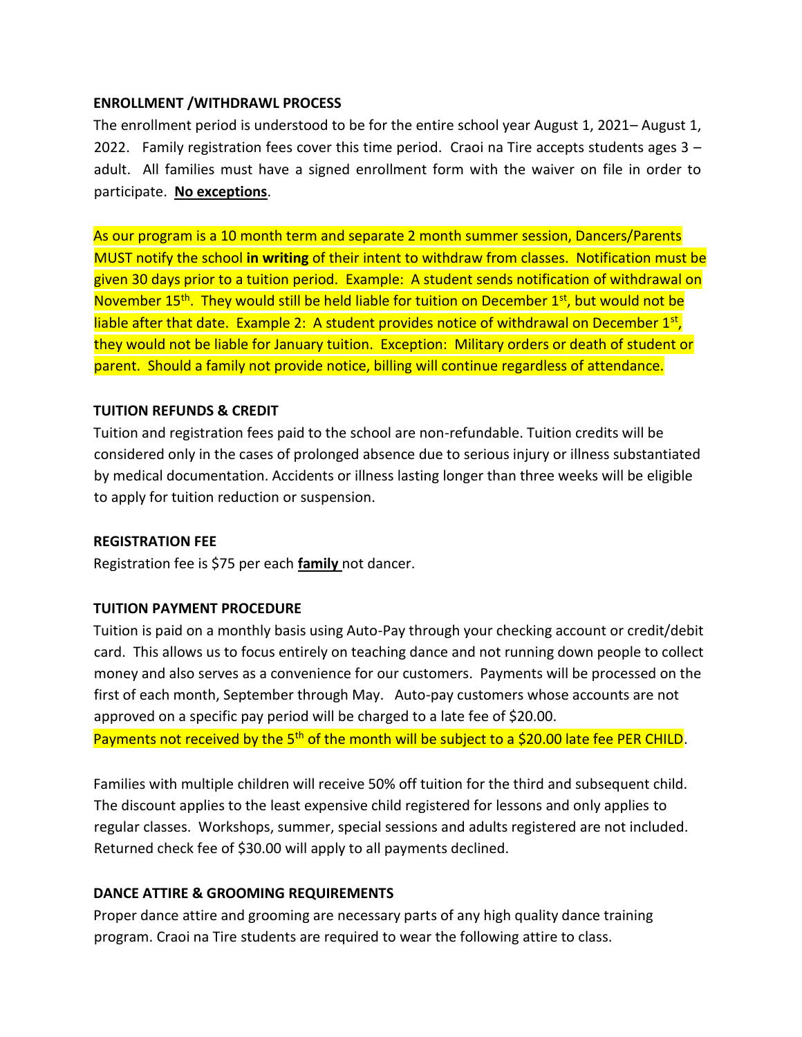**ENROLLMENT /WITHDRAWL PROCESS**

The enrollment period is understood to be for the entire school year August 1, 2021– August 1, 2022. Family registration fees cover this time period. Craoi na Tire accepts students ages 3 – adult. All families must have a signed enrollment form with the waiver on file in order to participate. **No exceptions**.

As our program is a 10 month term and separate 2 month summer session, Dancers/Parents MUST notify the school **in writing** of their intent to withdraw from classes. Notification must be given 30 days prior to a tuition period. Example: A student sends notification of withdrawal on November 15th. They would still be held liable for tuition on December 1st, but would not be liable after that date. Example 2: A student provides notice of withdrawal on December 1st, they would not be liable for January tuition. Exception: Military orders or death of student or parent. Should a family not provide notice, billing will continue regardless of attendance.

**TUITION REFUNDS & CREDIT**

Tuition and registration fees paid to the school are non-refundable. Tuition credits will be considered only in the cases of prolonged absence due to serious injury or illness substantiated by medical documentation. Accidents or illness lasting longer than three weeks will be eligible to apply for tuition reduction or suspension.

**REGISTRATION FEE**

Registration fee is $75 per each **family** not dancer.

**TUITION PAYMENT PROCEDURE**

Tuition is paid on a monthly basis using Auto-Pay through your checking account or credit/debit card. This allows us to focus entirely on teaching dance and not running down people to collect money and also serves as a convenience for our customers. Payments will be processed on the first of each month, September through May. Auto-pay customers whose accounts are not approved on a specific pay period will be charged to a late fee of $20.00.
Payments not received by the 5th of the month will be subject to a $20.00 late fee PER CHILD.

Families with multiple children will receive 50% off tuition for the third and subsequent child. The discount applies to the least expensive child registered for lessons and only applies to regular classes. Workshops, summer, special sessions and adults registered are not included. Returned check fee of $30.00 will apply to all payments declined.

**DANCE ATTIRE & GROOMING REQUIREMENTS**

Proper dance attire and grooming are necessary parts of any high quality dance training program. Craoi na Tire students are required to wear the following attire to class.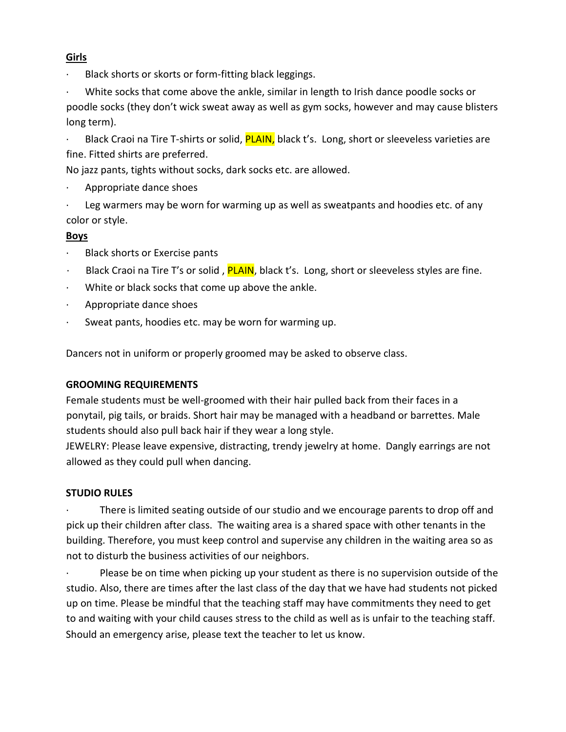**Girls**

- Black shorts or skorts or form-fitting black leggings.
- White socks that come above the ankle, similar in length to Irish dance poodle socks or poodle socks (they don't wick sweat away as well as gym socks, however and may cause blisters long term).
- Black Craoi na Tire T-shirts or solid, PLAIN, black t's. Long, short or sleeveless varieties are fine. Fitted shirts are preferred.

No jazz pants, tights without socks, dark socks etc. are allowed.

- Appropriate dance shoes
- Leg warmers may be worn for warming up as well as sweatpants and hoodies etc. of any color or style.

**Boys**

- Black shorts or Exercise pants
- Black Craoi na Tire T's or solid , PLAIN, black t's. Long, short or sleeveless styles are fine.
- White or black socks that come up above the ankle.
- Appropriate dance shoes
- Sweat pants, hoodies etc. may be worn for warming up.

Dancers not in uniform or properly groomed may be asked to observe class.

**GROOMING REQUIREMENTS**

Female students must be well-groomed with their hair pulled back from their faces in a ponytail, pig tails, or braids. Short hair may be managed with a headband or barrettes. Male students should also pull back hair if they wear a long style.

JEWELRY: Please leave expensive, distracting, trendy jewelry at home. Dangly earrings are not allowed as they could pull when dancing.

**STUDIO RULES**

- There is limited seating outside of our studio and we encourage parents to drop off and pick up their children after class. The waiting area is a shared space with other tenants in the building. Therefore, you must keep control and supervise any children in the waiting area so as not to disturb the business activities of our neighbors.
- Please be on time when picking up your student as there is no supervision outside of the studio. Also, there are times after the last class of the day that we have had students not picked up on time. Please be mindful that the teaching staff may have commitments they need to get to and waiting with your child causes stress to the child as well as is unfair to the teaching staff. Should an emergency arise, please text the teacher to let us know.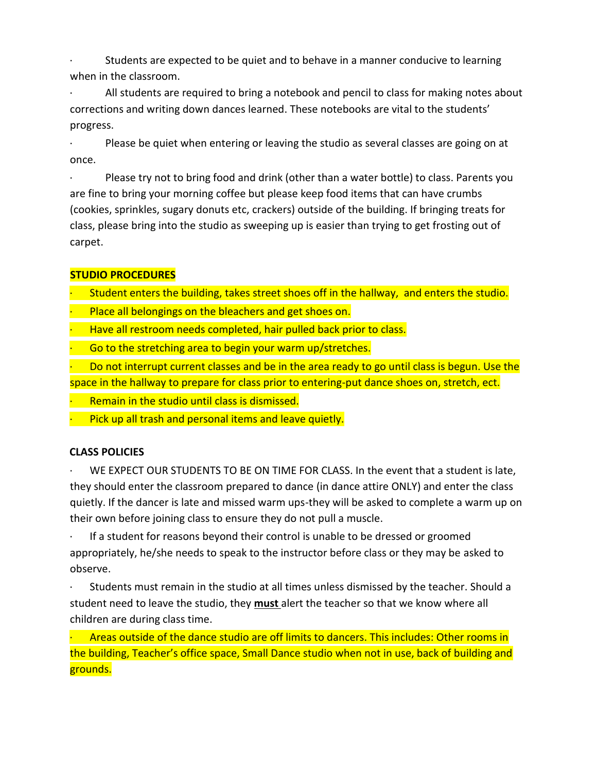- Students are expected to be quiet and to behave in a manner conducive to learning when in the classroom.
- All students are required to bring a notebook and pencil to class for making notes about corrections and writing down dances learned. These notebooks are vital to the students' progress.
- Please be quiet when entering or leaving the studio as several classes are going on at once.
- Please try not to bring food and drink (other than a water bottle) to class. Parents you are fine to bring your morning coffee but please keep food items that can have crumbs (cookies, sprinkles, sugary donuts etc, crackers) outside of the building. If bringing treats for class, please bring into the studio as sweeping up is easier than trying to get frosting out of carpet.

**STUDIO PROCEDURES**

- Student enters the building, takes street shoes off in the hallway, and enters the studio.
- Place all belongings on the bleachers and get shoes on.
- Have all restroom needs completed, hair pulled back prior to class.
- Go to the stretching area to begin your warm up/stretches.
- Do not interrupt current classes and be in the area ready to go until class is begun. Use the space in the hallway to prepare for class prior to entering-put dance shoes on, stretch, ect.
- Remain in the studio until class is dismissed.
- Pick up all trash and personal items and leave quietly.

**CLASS POLICIES**

- WE EXPECT OUR STUDENTS TO BE ON TIME FOR CLASS. In the event that a student is late, they should enter the classroom prepared to dance (in dance attire ONLY) and enter the class quietly. If the dancer is late and missed warm ups-they will be asked to complete a warm up on their own before joining class to ensure they do not pull a muscle.
- If a student for reasons beyond their control is unable to be dressed or groomed appropriately, he/she needs to speak to the instructor before class or they may be asked to observe.
- Students must remain in the studio at all times unless dismissed by the teacher. Should a student need to leave the studio, they **must** alert the teacher so that we know where all children are during class time.
- Areas outside of the dance studio are off limits to dancers. This includes: Other rooms in the building, Teacher's office space, Small Dance studio when not in use, back of building and grounds.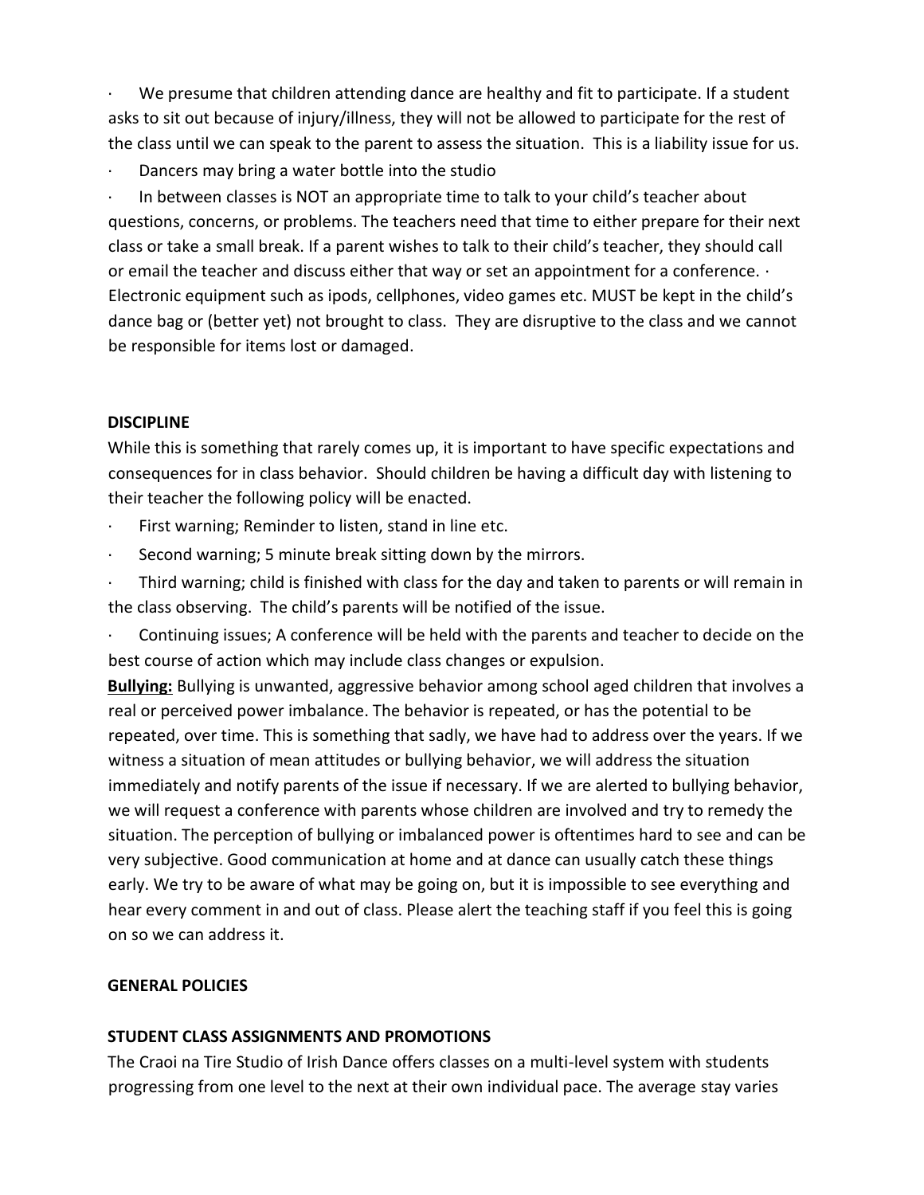- We presume that children attending dance are healthy and fit to participate. If a student asks to sit out because of injury/illness, they will not be allowed to participate for the rest of the class until we can speak to the parent to assess the situation. This is a liability issue for us.
- Dancers may bring a water bottle into the studio
- In between classes is NOT an appropriate time to talk to your child's teacher about questions, concerns, or problems. The teachers need that time to either prepare for their next class or take a small break. If a parent wishes to talk to their child's teacher, they should call or email the teacher and discuss either that way or set an appointment for a conference. · Electronic equipment such as ipods, cellphones, video games etc. MUST be kept in the child's dance bag or (better yet) not brought to class. They are disruptive to the class and we cannot be responsible for items lost or damaged.

**DISCIPLINE**

While this is something that rarely comes up, it is important to have specific expectations and consequences for in class behavior. Should children be having a difficult day with listening to their teacher the following policy will be enacted.

- First warning; Reminder to listen, stand in line etc.
- Second warning; 5 minute break sitting down by the mirrors.
- Third warning; child is finished with class for the day and taken to parents or will remain in the class observing. The child's parents will be notified of the issue.
- Continuing issues; A conference will be held with the parents and teacher to decide on the best course of action which may include class changes or expulsion.

**Bullying:** Bullying is unwanted, aggressive behavior among school aged children that involves a real or perceived power imbalance. The behavior is repeated, or has the potential to be repeated, over time. This is something that sadly, we have had to address over the years. If we witness a situation of mean attitudes or bullying behavior, we will address the situation immediately and notify parents of the issue if necessary. If we are alerted to bullying behavior, we will request a conference with parents whose children are involved and try to remedy the situation. The perception of bullying or imbalanced power is oftentimes hard to see and can be very subjective. Good communication at home and at dance can usually catch these things early. We try to be aware of what may be going on, but it is impossible to see everything and hear every comment in and out of class. Please alert the teaching staff if you feel this is going on so we can address it.

**GENERAL POLICIES**

**STUDENT CLASS ASSIGNMENTS AND PROMOTIONS**

The Craoi na Tire Studio of Irish Dance offers classes on a multi-level system with students progressing from one level to the next at their own individual pace. The average stay varies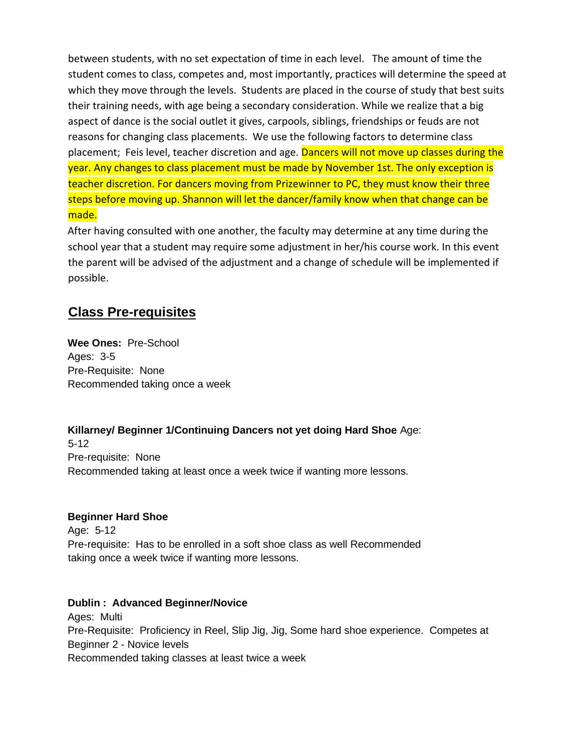between students, with no set expectation of time in each level. The amount of time the student comes to class, competes and, most importantly, practices will determine the speed at which they move through the levels. Students are placed in the course of study that best suits their training needs, with age being a secondary consideration. While we realize that a big aspect of dance is the social outlet it gives, carpools, siblings, friendships or feuds are not reasons for changing class placements. We use the following factors to determine class placement; Feis level, teacher discretion and age. Dancers will not move up classes during the year. Any changes to class placement must be made by November 1st. The only exception is teacher discretion. For dancers moving from Prizewinner to PC, they must know their three steps before moving up. Shannon will let the dancer/family know when that change can be made.

After having consulted with one another, the faculty may determine at any time during the school year that a student may require some adjustment in her/his course work. In this event the parent will be advised of the adjustment and a change of schedule will be implemented if possible.

## Class Pre-requisites

**Wee Ones:** Pre-School
Ages: 3-5
Pre-Requisite: None
Recommended taking once a week

**Killarney/ Beginner 1/Continuing Dancers not yet doing Hard Shoe** Age: 5-12
Pre-requisite: None
Recommended taking at least once a week twice if wanting more lessons.

**Beginner Hard Shoe**
Age: 5-12
Pre-requisite: Has to be enrolled in a soft shoe class as well Recommended taking once a week twice if wanting more lessons.

**Dublin : Advanced Beginner/Novice**
Ages: Multi
Pre-Requisite: Proficiency in Reel, Slip Jig, Jig, Some hard shoe experience. Competes at Beginner 2 - Novice levels
Recommended taking classes at least twice a week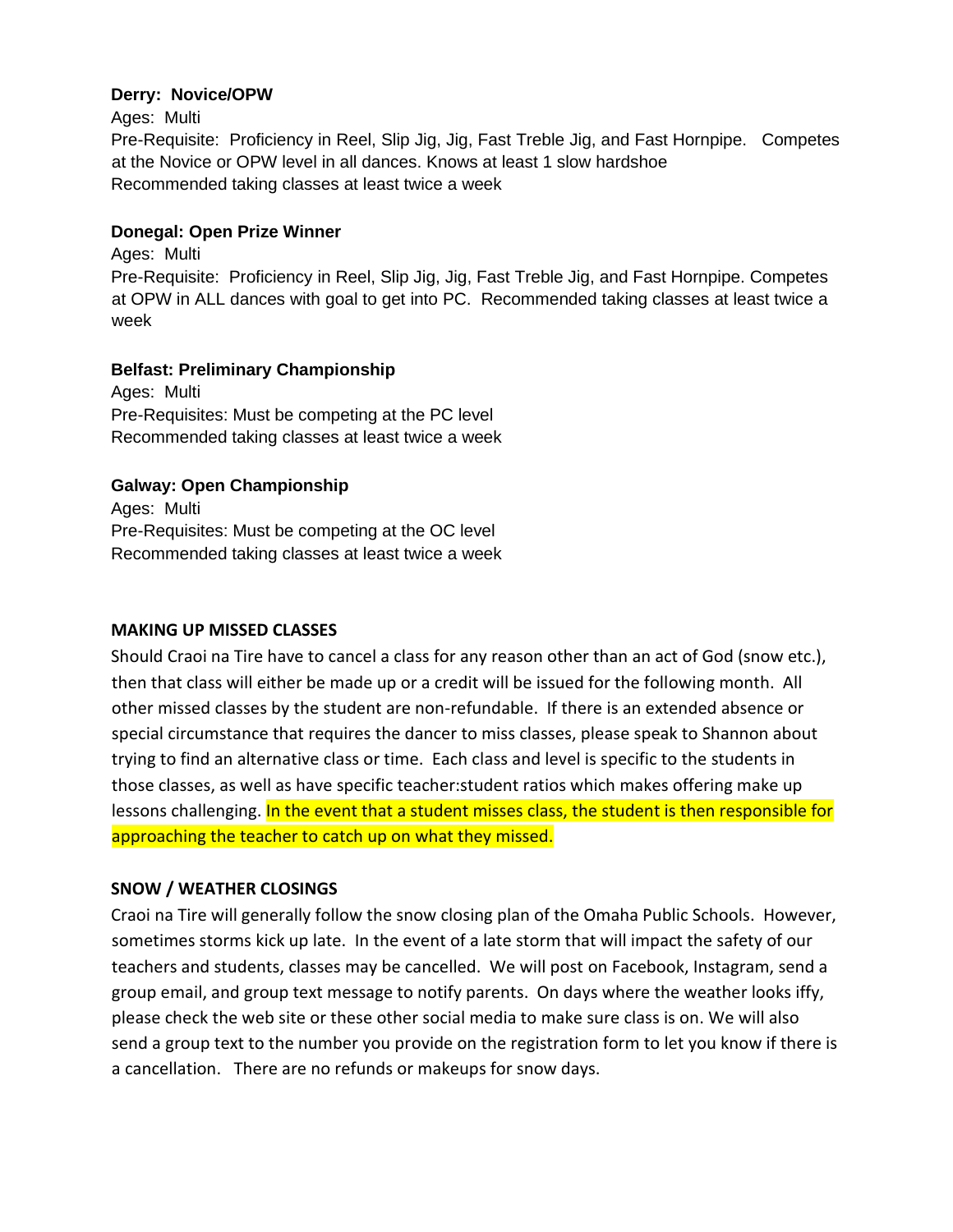**Derry: Novice/OPW**

Ages: Multi

Pre-Requisite: Proficiency in Reel, Slip Jig, Jig, Fast Treble Jig, and Fast Hornpipe. Competes at the Novice or OPW level in all dances. Knows at least 1 slow hardshoe

Recommended taking classes at least twice a week

**Donegal: Open Prize Winner**

Ages: Multi

Pre-Requisite: Proficiency in Reel, Slip Jig, Jig, Fast Treble Jig, and Fast Hornpipe. Competes at OPW in ALL dances with goal to get into PC. Recommended taking classes at least twice a week

**Belfast: Preliminary Championship**

Ages: Multi

Pre-Requisites: Must be competing at the PC level

Recommended taking classes at least twice a week

**Galway: Open Championship**

Ages: Multi

Pre-Requisites: Must be competing at the OC level

Recommended taking classes at least twice a week

## MAKING UP MISSED CLASSES

Should Craoi na Tire have to cancel a class for any reason other than an act of God (snow etc.), then that class will either be made up or a credit will be issued for the following month. All other missed classes by the student are non-refundable. If there is an extended absence or special circumstance that requires the dancer to miss classes, please speak to Shannon about trying to find an alternative class or time. Each class and level is specific to the students in those classes, as well as have specific teacher:student ratios which makes offering make up lessons challenging. In the event that a student misses class, the student is then responsible for approaching the teacher to catch up on what they missed.

## SNOW / WEATHER CLOSINGS

Craoi na Tire will generally follow the snow closing plan of the Omaha Public Schools. However, sometimes storms kick up late. In the event of a late storm that will impact the safety of our teachers and students, classes may be cancelled. We will post on Facebook, Instagram, send a group email, and group text message to notify parents. On days where the weather looks iffy, please check the web site or these other social media to make sure class is on. We will also send a group text to the number you provide on the registration form to let you know if there is a cancellation. There are no refunds or makeups for snow days.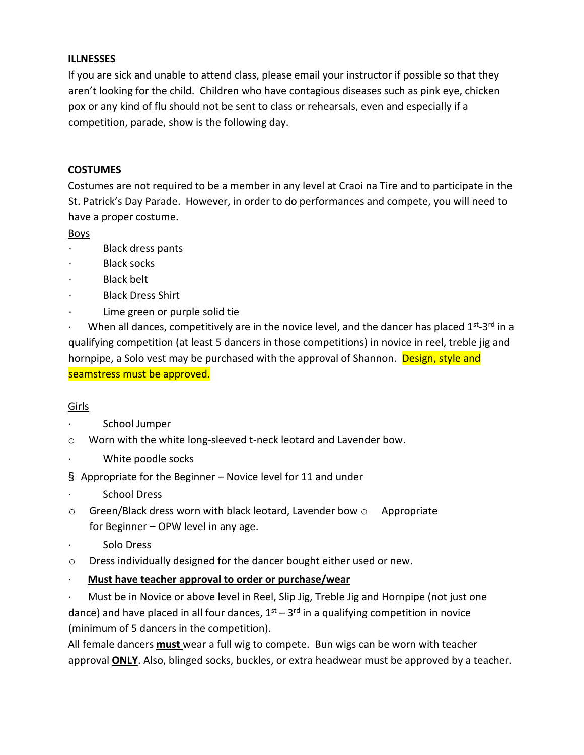**ILLNESSES**

If you are sick and unable to attend class, please email your instructor if possible so that they aren't looking for the child. Children who have contagious diseases such as pink eye, chicken pox or any kind of flu should not be sent to class or rehearsals, even and especially if a competition, parade, show is the following day.

**COSTUMES**

Costumes are not required to be a member in any level at Craoi na Tire and to participate in the St. Patrick's Day Parade. However, in order to do performances and compete, you will need to have a proper costume.

Boys

- Black dress pants
- Black socks
- Black belt
- Black Dress Shirt
- Lime green or purple solid tie
- When all dances, competitively are in the novice level, and the dancer has placed 1st-3rd in a qualifying competition (at least 5 dancers in those competitions) in novice in reel, treble jig and hornpipe, a Solo vest may be purchased with the approval of Shannon. Design, style and seamstress must be approved.

Girls

- School Jumper
  - Worn with the white long-sleeved t-neck leotard and Lavender bow.
- White poodle socks
  - Appropriate for the Beginner – Novice level for 11 and under
- School Dress
  - Green/Black dress worn with black leotard, Lavender bow
  - Appropriate for Beginner – OPW level in any age.
- Solo Dress
  - Dress individually designed for the dancer bought either used or new.
- **Must have teacher approval to order or purchase/wear**
- Must be in Novice or above level in Reel, Slip Jig, Treble Jig and Hornpipe (not just one dance) and have placed in all four dances, 1st – 3rd in a qualifying competition in novice (minimum of 5 dancers in the competition).

All female dancers **must** wear a full wig to compete. Bun wigs can be worn with teacher approval **ONLY**. Also, blinged socks, buckles, or extra headwear must be approved by a teacher.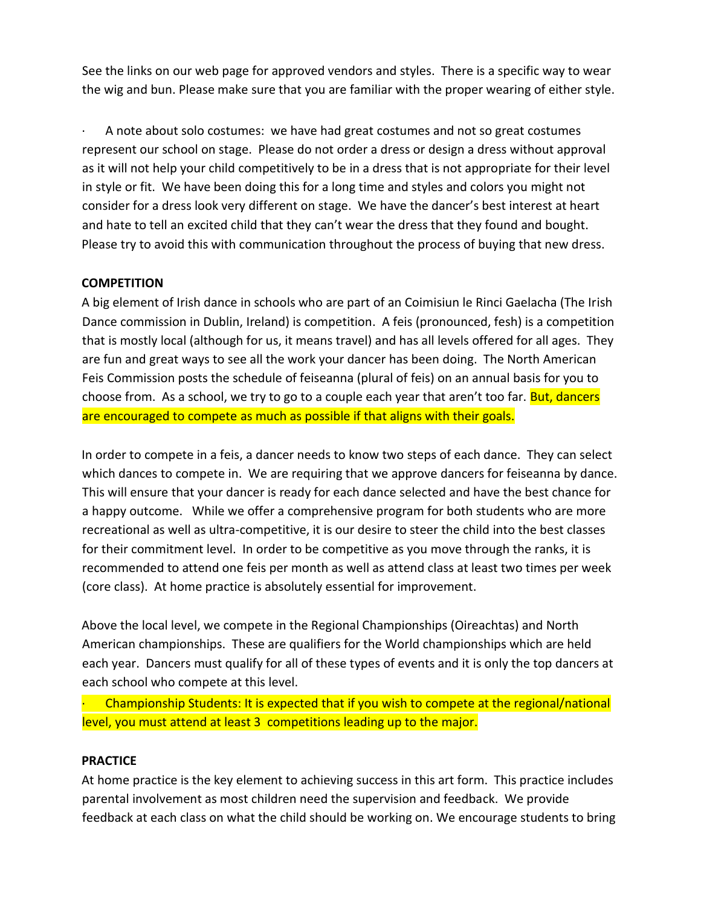See the links on our web page for approved vendors and styles. There is a specific way to wear the wig and bun. Please make sure that you are familiar with the proper wearing of either style.

- A note about solo costumes: we have had great costumes and not so great costumes represent our school on stage. Please do not order a dress or design a dress without approval as it will not help your child competitively to be in a dress that is not appropriate for their level in style or fit. We have been doing this for a long time and styles and colors you might not consider for a dress look very different on stage. We have the dancer's best interest at heart and hate to tell an excited child that they can't wear the dress that they found and bought. Please try to avoid this with communication throughout the process of buying that new dress.

**COMPETITION**

A big element of Irish dance in schools who are part of an Coimisiun le Rinci Gaelacha (The Irish Dance commission in Dublin, Ireland) is competition. A feis (pronounced, fesh) is a competition that is mostly local (although for us, it means travel) and has all levels offered for all ages. They are fun and great ways to see all the work your dancer has been doing. The North American Feis Commission posts the schedule of feiseanna (plural of feis) on an annual basis for you to choose from. As a school, we try to go to a couple each year that aren't too far. But, dancers are encouraged to compete as much as possible if that aligns with their goals.

In order to compete in a feis, a dancer needs to know two steps of each dance. They can select which dances to compete in. We are requiring that we approve dancers for feiseanna by dance. This will ensure that your dancer is ready for each dance selected and have the best chance for a happy outcome. While we offer a comprehensive program for both students who are more recreational as well as ultra-competitive, it is our desire to steer the child into the best classes for their commitment level. In order to be competitive as you move through the ranks, it is recommended to attend one feis per month as well as attend class at least two times per week (core class). At home practice is absolutely essential for improvement.

Above the local level, we compete in the Regional Championships (Oireachtas) and North American championships. These are qualifiers for the World championships which are held each year. Dancers must qualify for all of these types of events and it is only the top dancers at each school who compete at this level.

- Championship Students: It is expected that if you wish to compete at the regional/national level, you must attend at least 3 competitions leading up to the major.

**PRACTICE**

At home practice is the key element to achieving success in this art form. This practice includes parental involvement as most children need the supervision and feedback. We provide feedback at each class on what the child should be working on. We encourage students to bring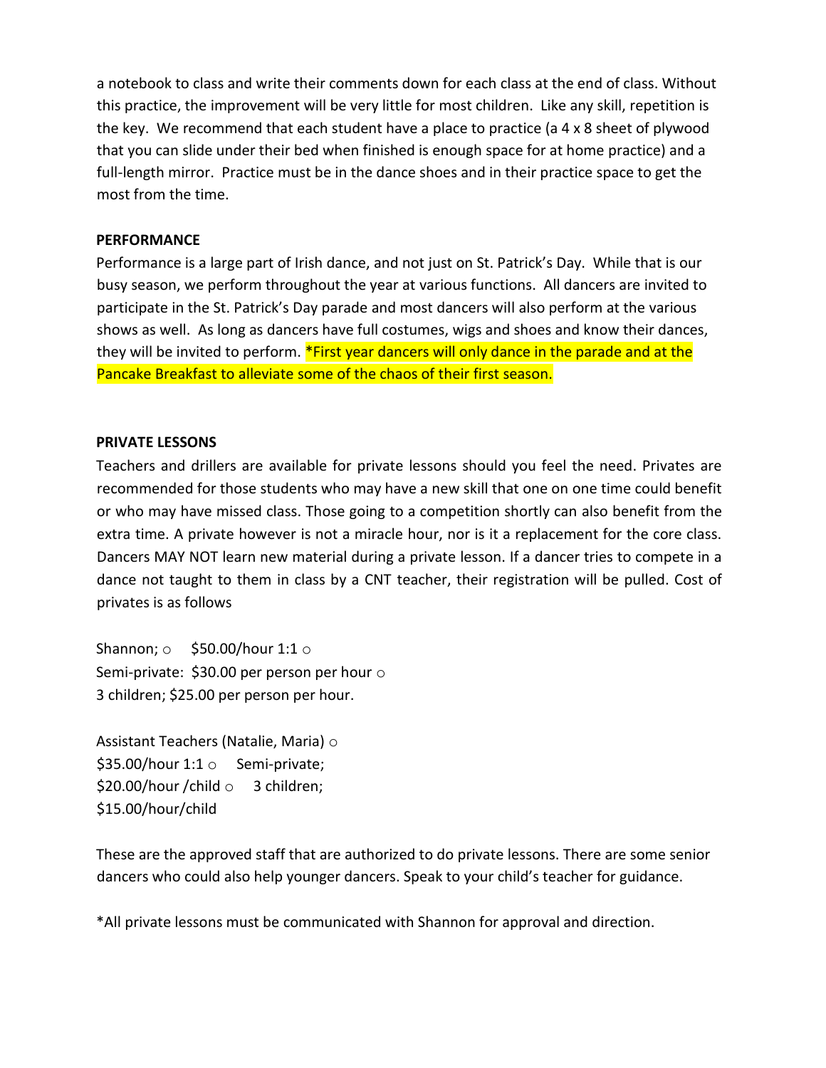a notebook to class and write their comments down for each class at the end of class. Without this practice, the improvement will be very little for most children. Like any skill, repetition is the key. We recommend that each student have a place to practice (a 4 x 8 sheet of plywood that you can slide under their bed when finished is enough space for at home practice) and a full-length mirror. Practice must be in the dance shoes and in their practice space to get the most from the time.

**PERFORMANCE**

Performance is a large part of Irish dance, and not just on St. Patrick's Day. While that is our busy season, we perform throughout the year at various functions. All dancers are invited to participate in the St. Patrick's Day parade and most dancers will also perform at the various shows as well. As long as dancers have full costumes, wigs and shoes and know their dances, they will be invited to perform. *First year dancers will only dance in the parade and at the Pancake Breakfast to alleviate some of the chaos of their first season.

**PRIVATE LESSONS**

Teachers and drillers are available for private lessons should you feel the need. Privates are recommended for those students who may have a new skill that one on one time could benefit or who may have missed class. Those going to a competition shortly can also benefit from the extra time. A private however is not a miracle hour, nor is it a replacement for the core class. Dancers MAY NOT learn new material during a private lesson. If a dancer tries to compete in a dance not taught to them in class by a CNT teacher, their registration will be pulled. Cost of privates is as follows

Shannon; ○ $50.00/hour 1:1 ○
Semi-private: $30.00 per person per hour ○
3 children; $25.00 per person per hour.

Assistant Teachers (Natalie, Maria) ○
$35.00/hour 1:1 ○ Semi-private;
$20.00/hour /child ○ 3 children;
$15.00/hour/child

These are the approved staff that are authorized to do private lessons. There are some senior dancers who could also help younger dancers. Speak to your child's teacher for guidance.

*All private lessons must be communicated with Shannon for approval and direction.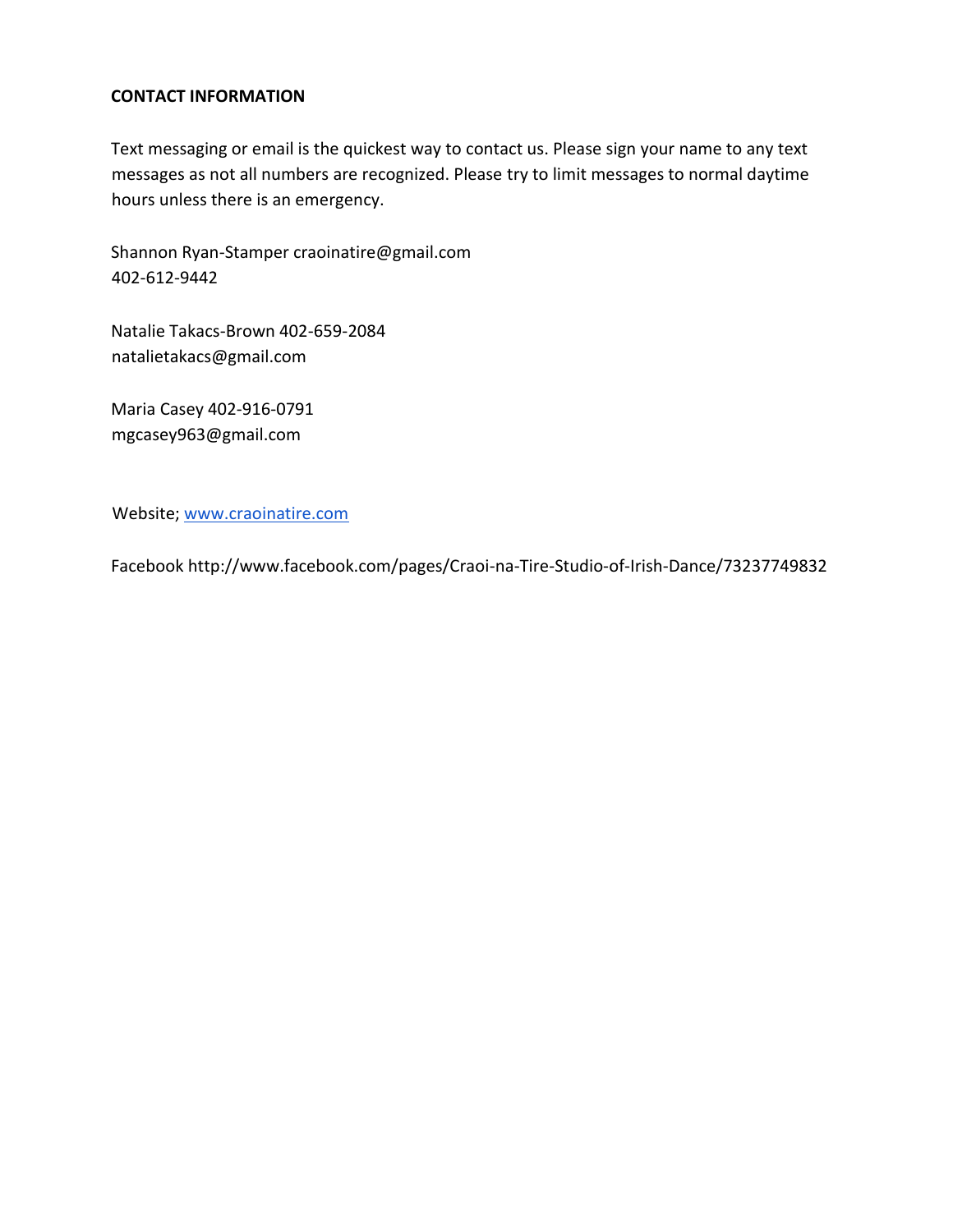**CONTACT INFORMATION**

Text messaging or email is the quickest way to contact us. Please sign your name to any text messages as not all numbers are recognized. Please try to limit messages to normal daytime hours unless there is an emergency.

Shannon Ryan-Stamper craoinatire@gmail.com
402-612-9442

Natalie Takacs-Brown 402-659-2084
natalietakacs@gmail.com

Maria Casey 402-916-0791
mgcasey963@gmail.com

Website; www.craoinatire.com

Facebook http://www.facebook.com/pages/Craoi-na-Tire-Studio-of-Irish-Dance/73237749832